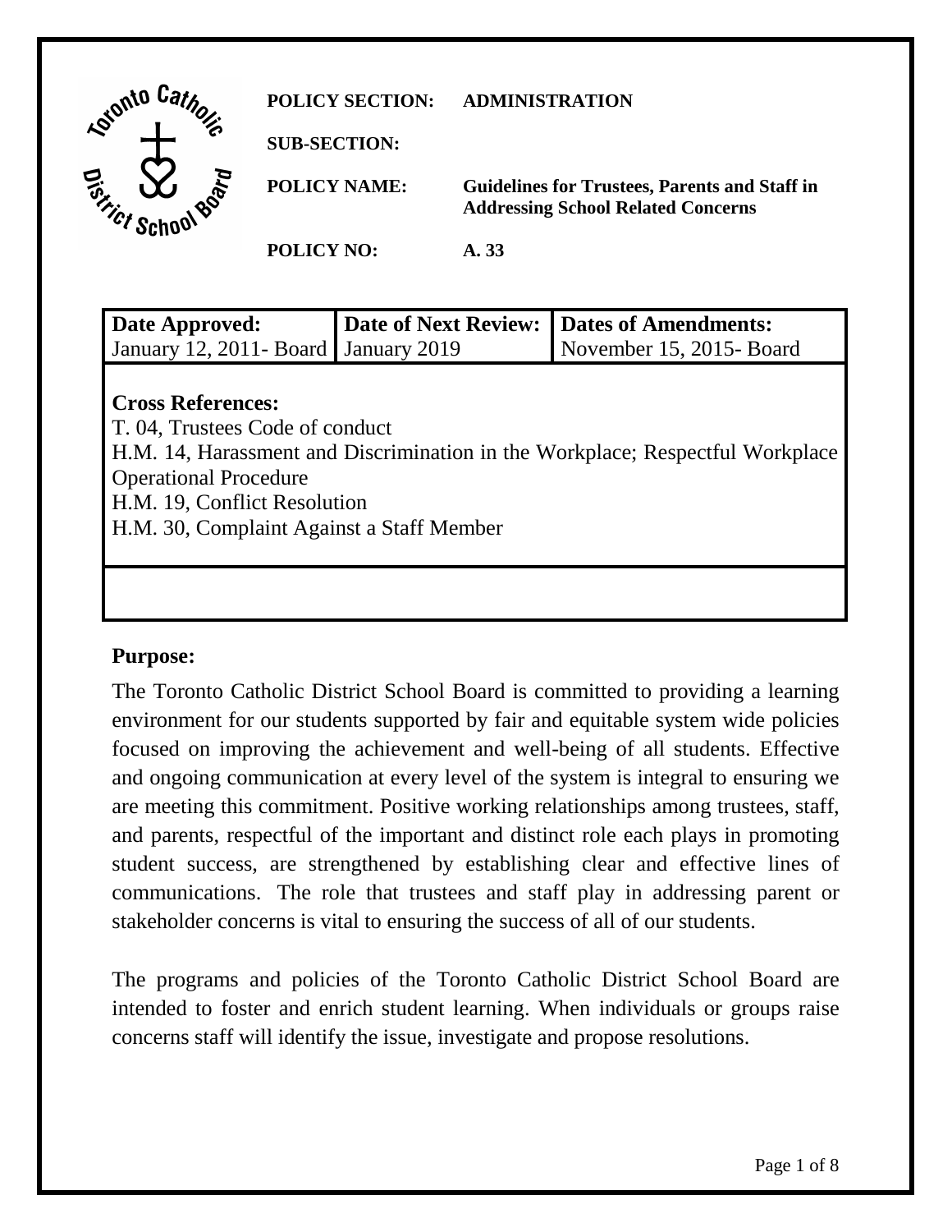**POLICY SECTION:** **ADMINISTRATION**

**SUB-SECTION:**

**POLICY NAME:** **Guidelines for Trustees, Parents and Staff in Addressing School Related Concerns**

**POLICY NO:** **A. 33**

| **Date Approved:** | **Date of Next Review:** | **Dates of Amendments:** |
| --- | --- | --- |
| January 12, 2011- Board | January 2019 | November 15, 2015- Board |

**Cross References:**
T. 04, Trustees Code of conduct
H.M. 14, Harassment and Discrimination in the Workplace; Respectful Workplace Operational Procedure
H.M. 19, Conflict Resolution
H.M. 30, Complaint Against a Staff Member

## Purpose:

The Toronto Catholic District School Board is committed to providing a learning environment for our students supported by fair and equitable system wide policies focused on improving the achievement and well-being of all students. Effective and ongoing communication at every level of the system is integral to ensuring we are meeting this commitment. Positive working relationships among trustees, staff, and parents, respectful of the important and distinct role each plays in promoting student success, are strengthened by establishing clear and effective lines of communications. The role that trustees and staff play in addressing parent or stakeholder concerns is vital to ensuring the success of all of our students.

The programs and policies of the Toronto Catholic District School Board are intended to foster and enrich student learning. When individuals or groups raise concerns staff will identify the issue, investigate and propose resolutions.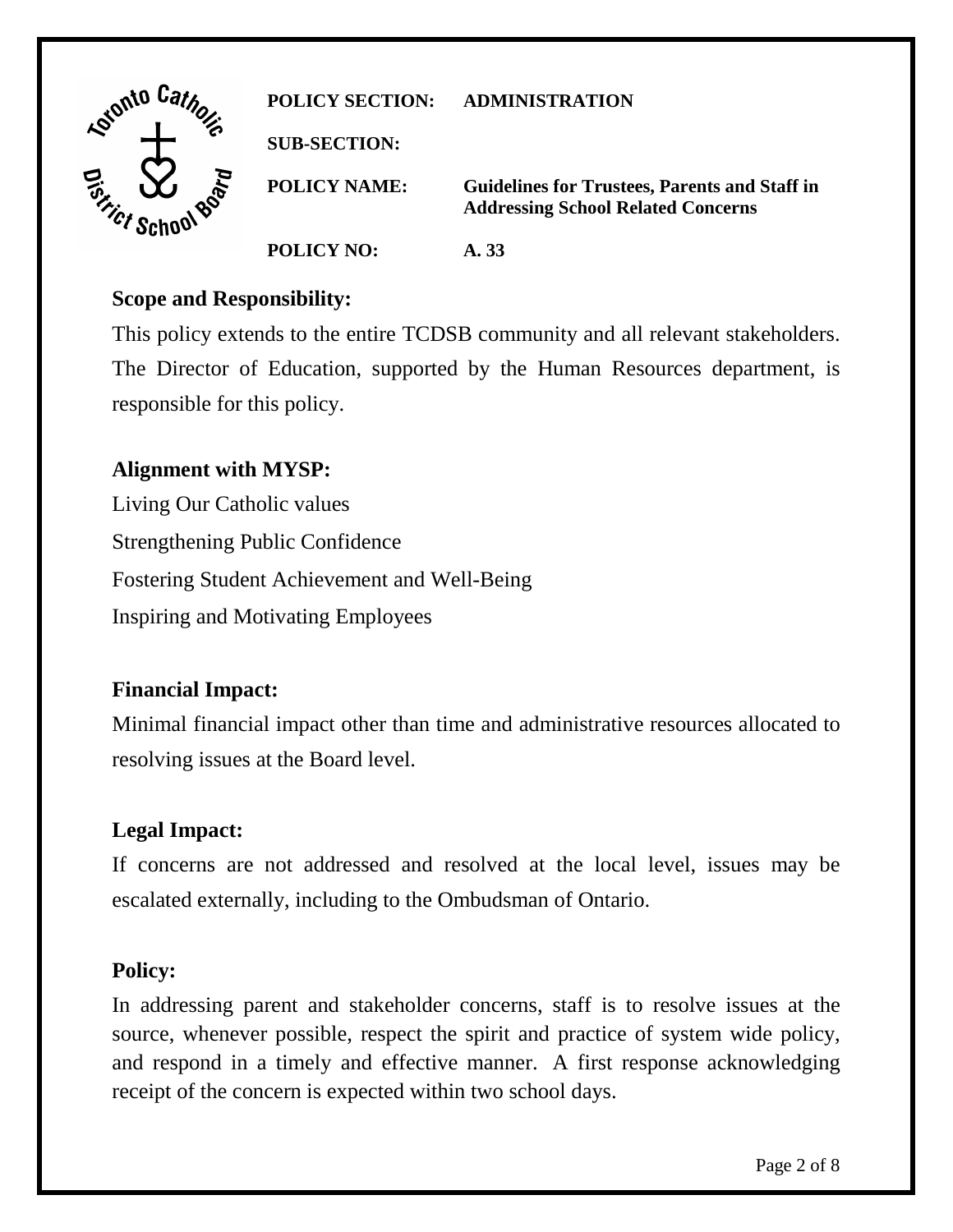| | |
|---|---|
| **POLICY SECTION:** | **ADMINISTRATION** |
| **SUB-SECTION:** | |
| **POLICY NAME:** | **Guidelines for Trustees, Parents and Staff in Addressing School Related Concerns** |
| **POLICY NO:** | **A. 33** |

## Scope and Responsibility:

This policy extends to the entire TCDSB community and all relevant stakeholders. The Director of Education, supported by the Human Resources department, is responsible for this policy.

## Alignment with MYSP:

Living Our Catholic values

Strengthening Public Confidence

Fostering Student Achievement and Well-Being

Inspiring and Motivating Employees

## Financial Impact:

Minimal financial impact other than time and administrative resources allocated to resolving issues at the Board level.

## Legal Impact:

If concerns are not addressed and resolved at the local level, issues may be escalated externally, including to the Ombudsman of Ontario.

## Policy:

In addressing parent and stakeholder concerns, staff is to resolve issues at the source, whenever possible, respect the spirit and practice of system wide policy, and respond in a timely and effective manner. A first response acknowledging receipt of the concern is expected within two school days.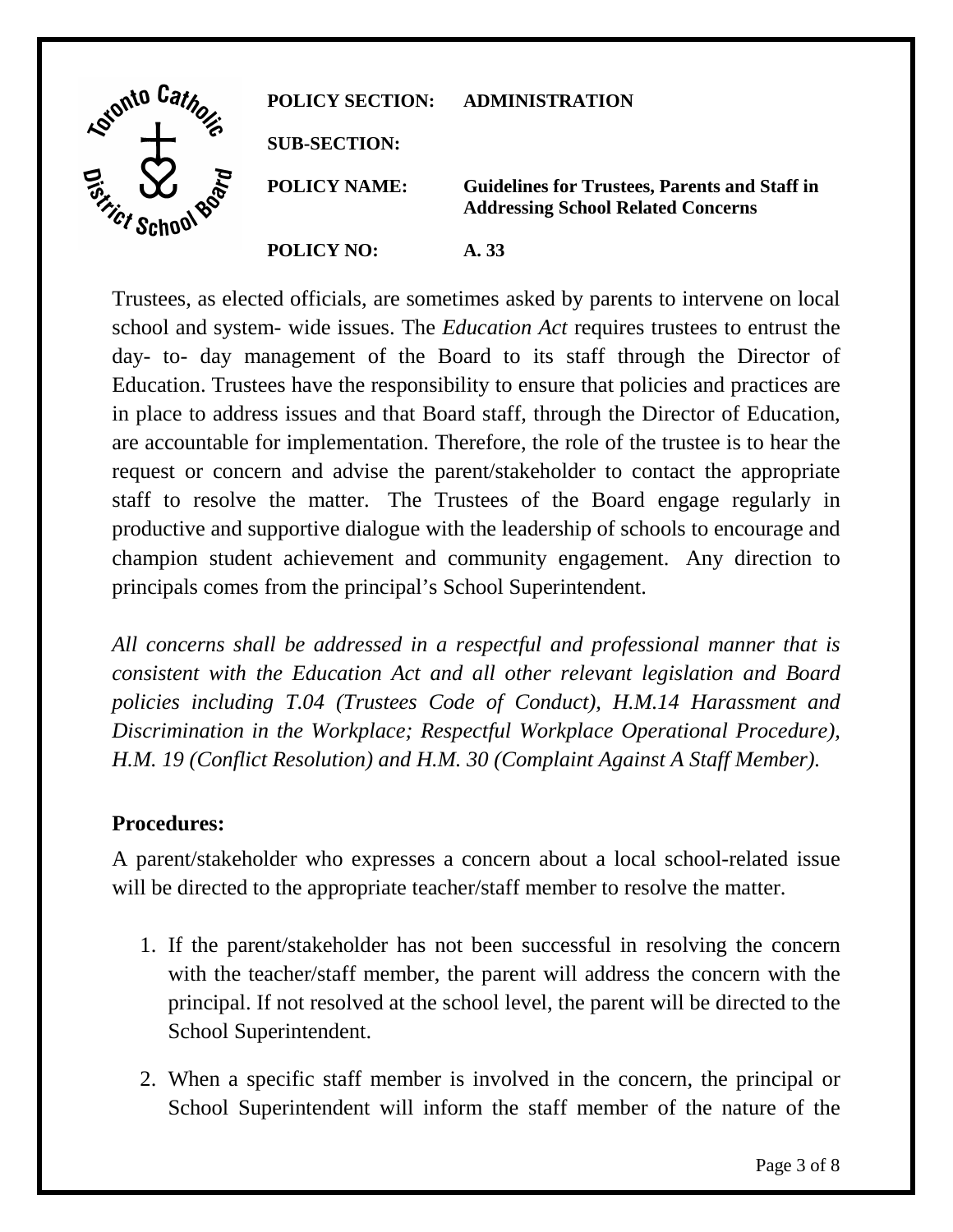**POLICY SECTION:** ADMINISTRATION

**SUB-SECTION:**

**POLICY NAME:** Guidelines for Trustees, Parents and Staff in Addressing School Related Concerns

**POLICY NO:** A. 33

Trustees, as elected officials, are sometimes asked by parents to intervene on local school and system- wide issues. The *Education Act* requires trustees to entrust the day- to- day management of the Board to its staff through the Director of Education. Trustees have the responsibility to ensure that policies and practices are in place to address issues and that Board staff, through the Director of Education, are accountable for implementation. Therefore, the role of the trustee is to hear the request or concern and advise the parent/stakeholder to contact the appropriate staff to resolve the matter. The Trustees of the Board engage regularly in productive and supportive dialogue with the leadership of schools to encourage and champion student achievement and community engagement. Any direction to principals comes from the principal's School Superintendent.

*All concerns shall be addressed in a respectful and professional manner that is consistent with the Education Act and all other relevant legislation and Board policies including T.04 (Trustees Code of Conduct), H.M.14 Harassment and Discrimination in the Workplace; Respectful Workplace Operational Procedure), H.M. 19 (Conflict Resolution) and H.M. 30 (Complaint Against A Staff Member).*

### Procedures:

A parent/stakeholder who expresses a concern about a local school-related issue will be directed to the appropriate teacher/staff member to resolve the matter.

1. If the parent/stakeholder has not been successful in resolving the concern with the teacher/staff member, the parent will address the concern with the principal. If not resolved at the school level, the parent will be directed to the School Superintendent.

2. When a specific staff member is involved in the concern, the principal or School Superintendent will inform the staff member of the nature of the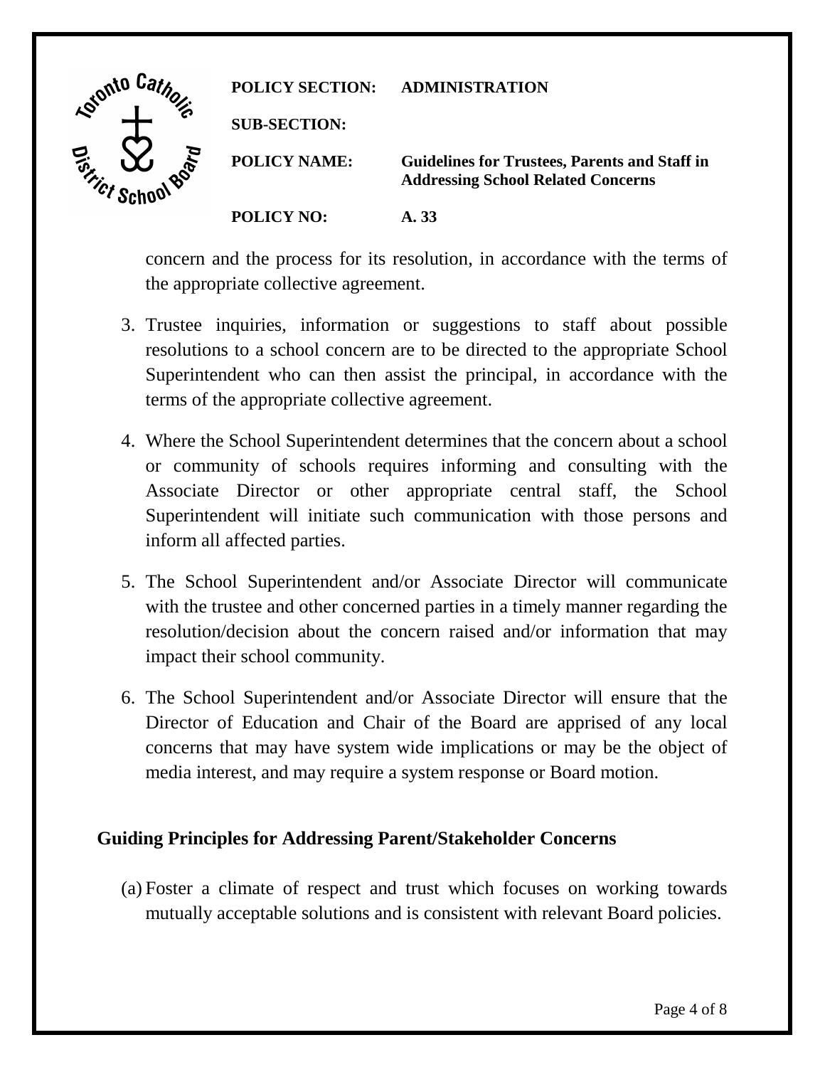concern and the process for its resolution, in accordance with the terms of the appropriate collective agreement.

3. Trustee inquiries, information or suggestions to staff about possible resolutions to a school concern are to be directed to the appropriate School Superintendent who can then assist the principal, in accordance with the terms of the appropriate collective agreement.

4. Where the School Superintendent determines that the concern about a school or community of schools requires informing and consulting with the Associate Director or other appropriate central staff, the School Superintendent will initiate such communication with those persons and inform all affected parties.

5. The School Superintendent and/or Associate Director will communicate with the trustee and other concerned parties in a timely manner regarding the resolution/decision about the concern raised and/or information that may impact their school community.

6. The School Superintendent and/or Associate Director will ensure that the Director of Education and Chair of the Board are apprised of any local concerns that may have system wide implications or may be the object of media interest, and may require a system response or Board motion.

## Guiding Principles for Addressing Parent/Stakeholder Concerns

(a) Foster a climate of respect and trust which focuses on working towards mutually acceptable solutions and is consistent with relevant Board policies.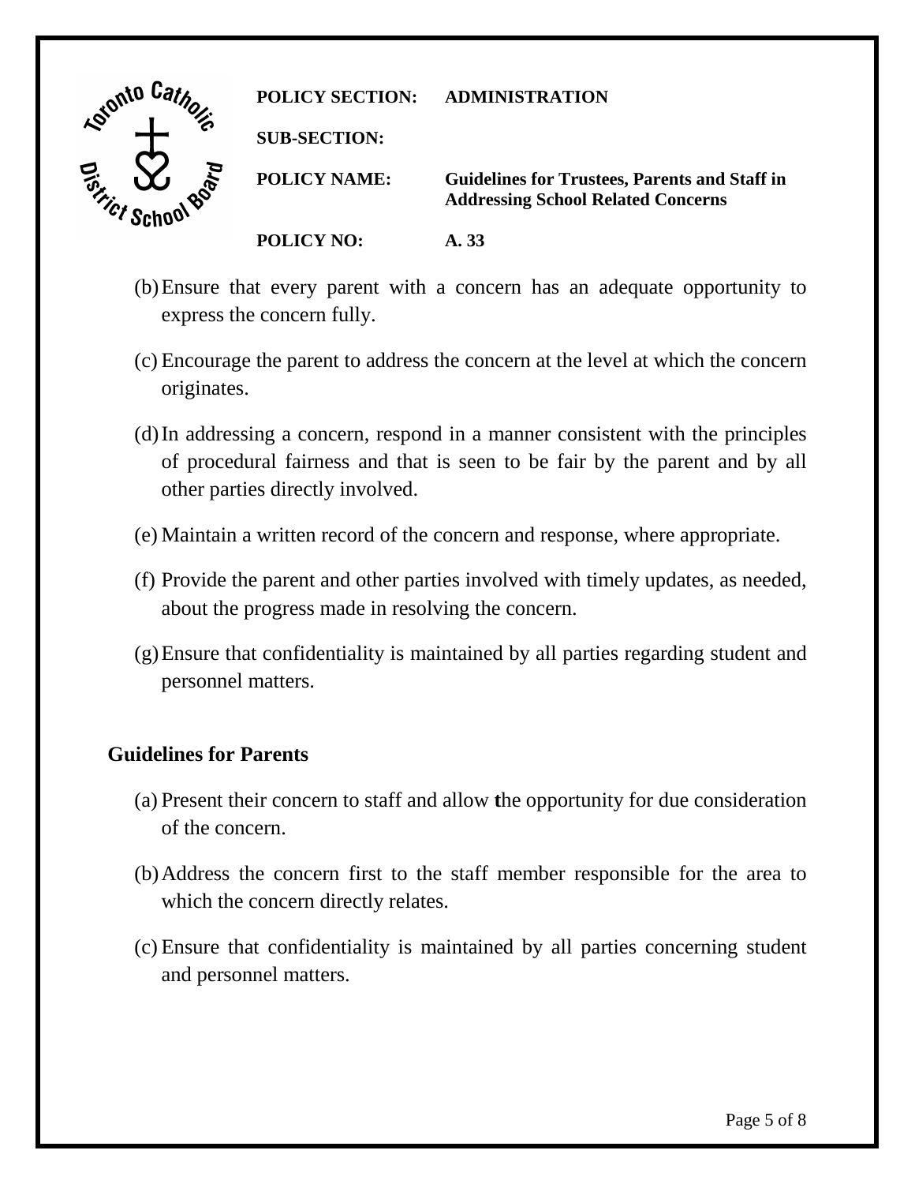(b) Ensure that every parent with a concern has an adequate opportunity to express the concern fully.

(c) Encourage the parent to address the concern at the level at which the concern originates.

(d) In addressing a concern, respond in a manner consistent with the principles of procedural fairness and that is seen to be fair by the parent and by all other parties directly involved.

(e) Maintain a written record of the concern and response, where appropriate.

(f) Provide the parent and other parties involved with timely updates, as needed, about the progress made in resolving the concern.

(g) Ensure that confidentiality is maintained by all parties regarding student and personnel matters.

**Guidelines for Parents**

(a) Present their concern to staff and allow the opportunity for due consideration of the concern.

(b) Address the concern first to the staff member responsible for the area to which the concern directly relates.

(c) Ensure that confidentiality is maintained by all parties concerning student and personnel matters.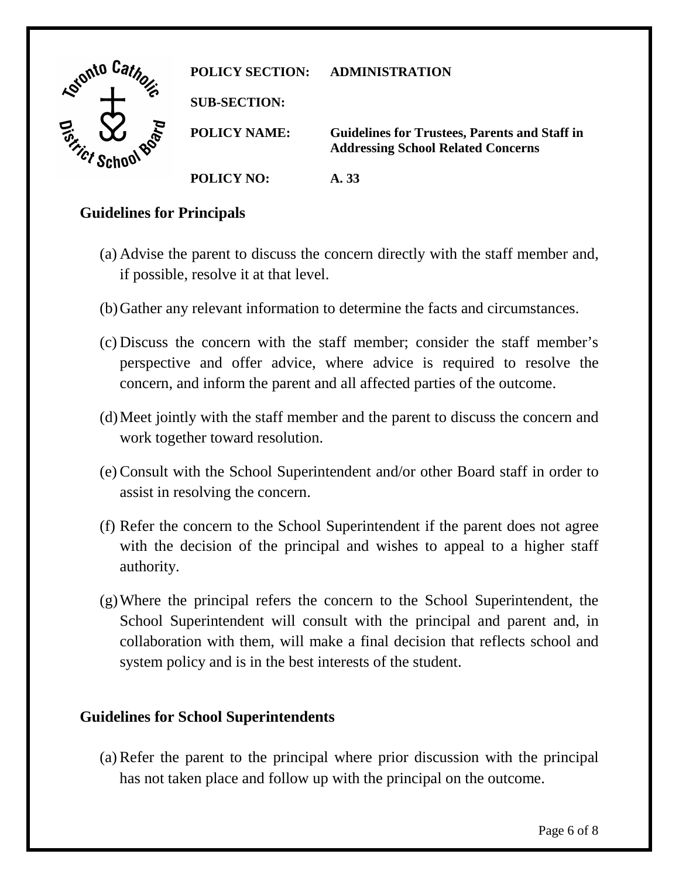## Guidelines for Principals

(a) Advise the parent to discuss the concern directly with the staff member and, if possible, resolve it at that level.

(b) Gather any relevant information to determine the facts and circumstances.

(c) Discuss the concern with the staff member; consider the staff member's perspective and offer advice, where advice is required to resolve the concern, and inform the parent and all affected parties of the outcome.

(d) Meet jointly with the staff member and the parent to discuss the concern and work together toward resolution.

(e) Consult with the School Superintendent and/or other Board staff in order to assist in resolving the concern.

(f) Refer the concern to the School Superintendent if the parent does not agree with the decision of the principal and wishes to appeal to a higher staff authority.

(g) Where the principal refers the concern to the School Superintendent, the School Superintendent will consult with the principal and parent and, in collaboration with them, will make a final decision that reflects school and system policy and is in the best interests of the student.

## Guidelines for School Superintendents

(a) Refer the parent to the principal where prior discussion with the principal has not taken place and follow up with the principal on the outcome.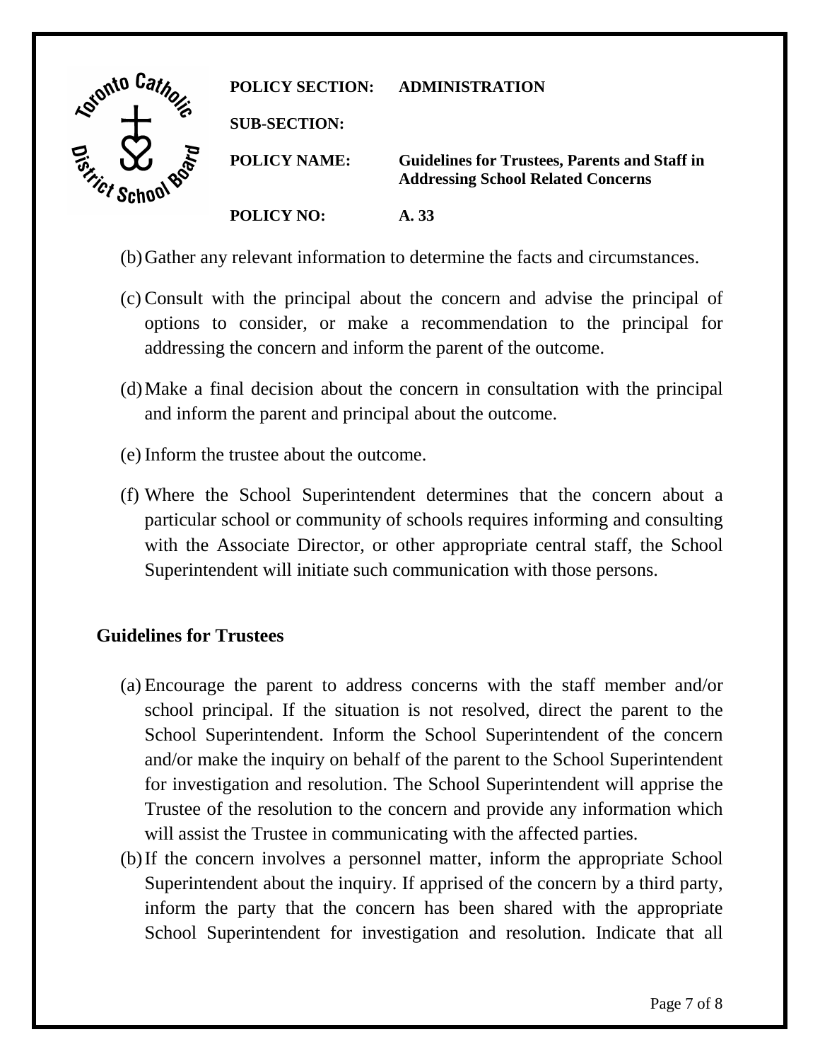(b) Gather any relevant information to determine the facts and circumstances.

(c) Consult with the principal about the concern and advise the principal of options to consider, or make a recommendation to the principal for addressing the concern and inform the parent of the outcome.

(d) Make a final decision about the concern in consultation with the principal and inform the parent and principal about the outcome.

(e) Inform the trustee about the outcome.

(f) Where the School Superintendent determines that the concern about a particular school or community of schools requires informing and consulting with the Associate Director, or other appropriate central staff, the School Superintendent will initiate such communication with those persons.

## Guidelines for Trustees

(a) Encourage the parent to address concerns with the staff member and/or school principal. If the situation is not resolved, direct the parent to the School Superintendent. Inform the School Superintendent of the concern and/or make the inquiry on behalf of the parent to the School Superintendent for investigation and resolution. The School Superintendent will apprise the Trustee of the resolution to the concern and provide any information which will assist the Trustee in communicating with the affected parties.

(b) If the concern involves a personnel matter, inform the appropriate School Superintendent about the inquiry. If apprised of the concern by a third party, inform the party that the concern has been shared with the appropriate School Superintendent for investigation and resolution. Indicate that all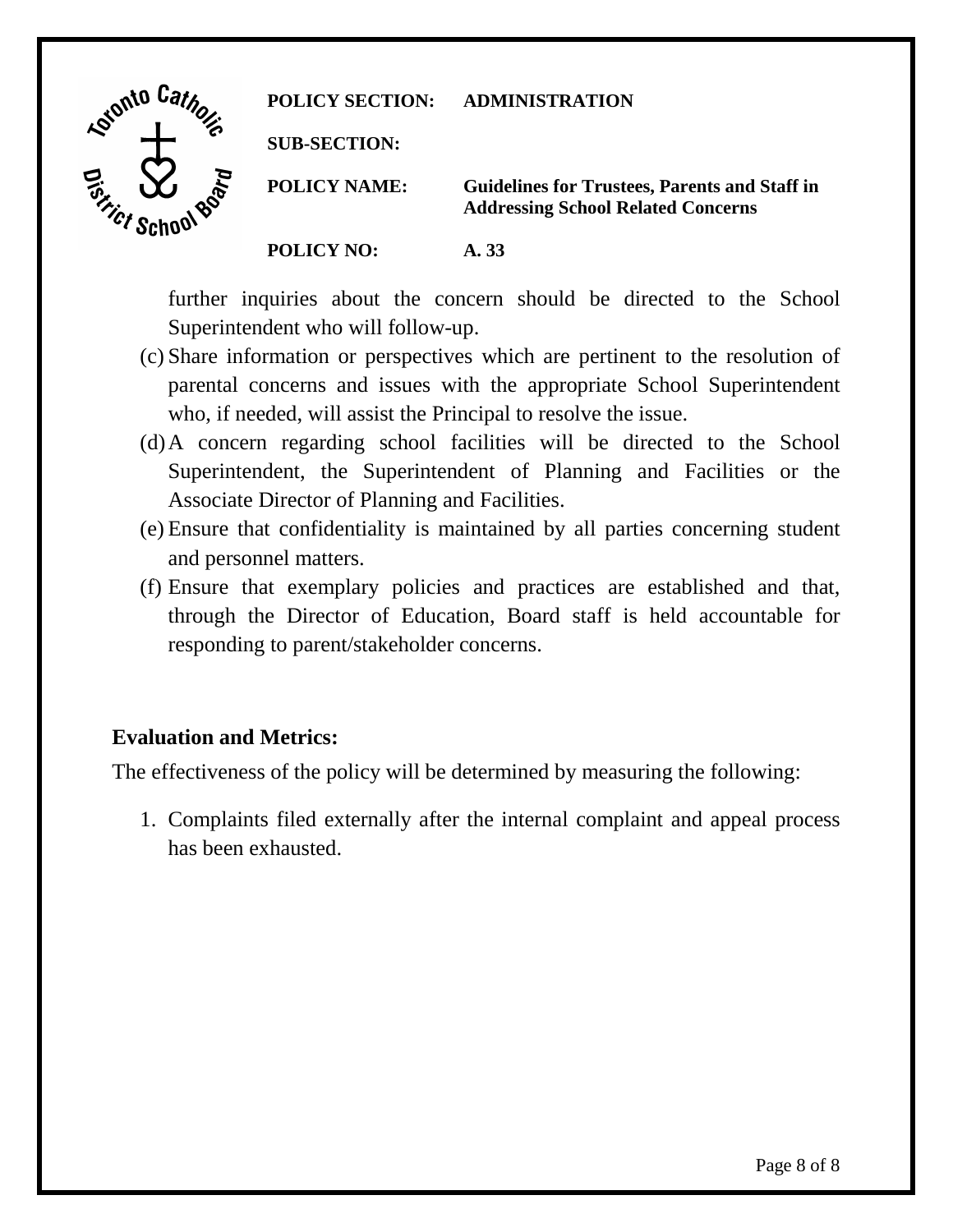further inquiries about the concern should be directed to the School Superintendent who will follow-up.

(c) Share information or perspectives which are pertinent to the resolution of parental concerns and issues with the appropriate School Superintendent who, if needed, will assist the Principal to resolve the issue.

(d) A concern regarding school facilities will be directed to the School Superintendent, the Superintendent of Planning and Facilities or the Associate Director of Planning and Facilities.

(e) Ensure that confidentiality is maintained by all parties concerning student and personnel matters.

(f) Ensure that exemplary policies and practices are established and that, through the Director of Education, Board staff is held accountable for responding to parent/stakeholder concerns.

**Evaluation and Metrics:**

The effectiveness of the policy will be determined by measuring the following:

1. Complaints filed externally after the internal complaint and appeal process has been exhausted.